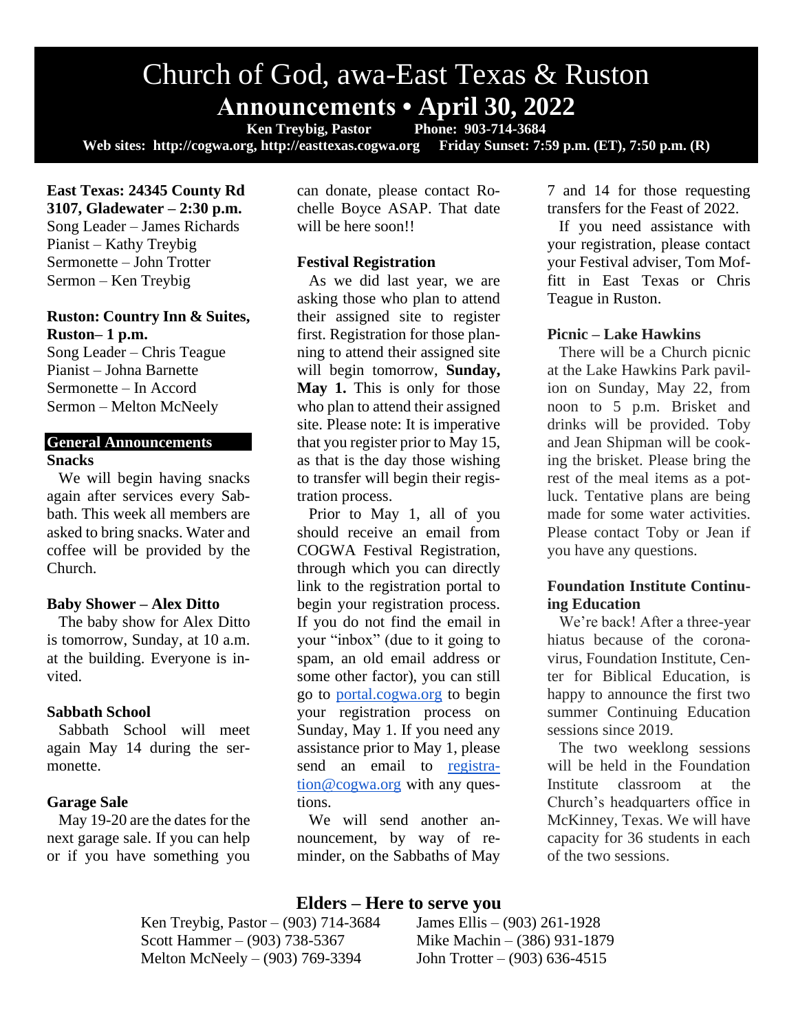# Church of God, awa-East Texas & Ruston

## Announcements • April 30, 2022

**Ken Treybig, Pastor Phone: 903-714-3684**

**Web sites: http://cogwa.org, http://easttexas.cogwa.org Friday Sunset: 7:59 p.m. (ET), 7:50 p.m. (R)**

**East Texas: 24345 County Rd 3107, Gladewater – 2:30 p.m.**
Song Leader – James Richards
Pianist – Kathy Treybig
Sermonette – John Trotter
Sermon – Ken Treybig

**Ruston: Country Inn & Suites, Ruston– 1 p.m.**
Song Leader – Chris Teague
Pianist – Johna Barnette
Sermonette – In Accord
Sermon – Melton McNeely

## General Announcements

### Snacks

We will begin having snacks again after services every Sabbath. This week all members are asked to bring snacks. Water and coffee will be provided by the Church.

### Baby Shower – Alex Ditto

The baby show for Alex Ditto is tomorrow, Sunday, at 10 a.m. at the building. Everyone is invited.

### Sabbath School

Sabbath School will meet again May 14 during the sermonette.

### Garage Sale

May 19-20 are the dates for the next garage sale. If you can help or if you have something you can donate, please contact Rochelle Boyce ASAP. That date will be here soon!!

### Festival Registration

As we did last year, we are asking those who plan to attend their assigned site to register first. Registration for those planning to attend their assigned site will begin tomorrow, **Sunday, May 1.** This is only for those who plan to attend their assigned site. Please note: It is imperative that you register prior to May 15, as that is the day those wishing to transfer will begin their registration process.

Prior to May 1, all of you should receive an email from COGWA Festival Registration, through which you can directly link to the registration portal to begin your registration process. If you do not find the email in your "inbox" (due to it going to spam, an old email address or some other factor), you can still go to portal.cogwa.org to begin your registration process on Sunday, May 1. If you need any assistance prior to May 1, please send an email to registration@cogwa.org with any questions.

We will send another announcement, by way of reminder, on the Sabbaths of May 7 and 14 for those requesting transfers for the Feast of 2022.

If you need assistance with your registration, please contact your Festival adviser, Tom Moffitt in East Texas or Chris Teague in Ruston.

### Picnic – Lake Hawkins

There will be a Church picnic at the Lake Hawkins Park pavilion on Sunday, May 22, from noon to 5 p.m. Brisket and drinks will be provided. Toby and Jean Shipman will be cooking the brisket. Please bring the rest of the meal items as a potluck. Tentative plans are being made for some water activities. Please contact Toby or Jean if you have any questions.

### Foundation Institute Continuing Education

We're back! After a three-year hiatus because of the coronavirus, Foundation Institute, Center for Biblical Education, is happy to announce the first two summer Continuing Education sessions since 2019.

The two weeklong sessions will be held in the Foundation Institute classroom at the Church's headquarters office in McKinney, Texas. We will have capacity for 36 students in each of the two sessions.

## Elders – Here to serve you

Ken Treybig, Pastor – (903) 714-3684
Scott Hammer – (903) 738-5367
Melton McNeely – (903) 769-3394
James Ellis – (903) 261-1928
Mike Machin – (386) 931-1879
John Trotter – (903) 636-4515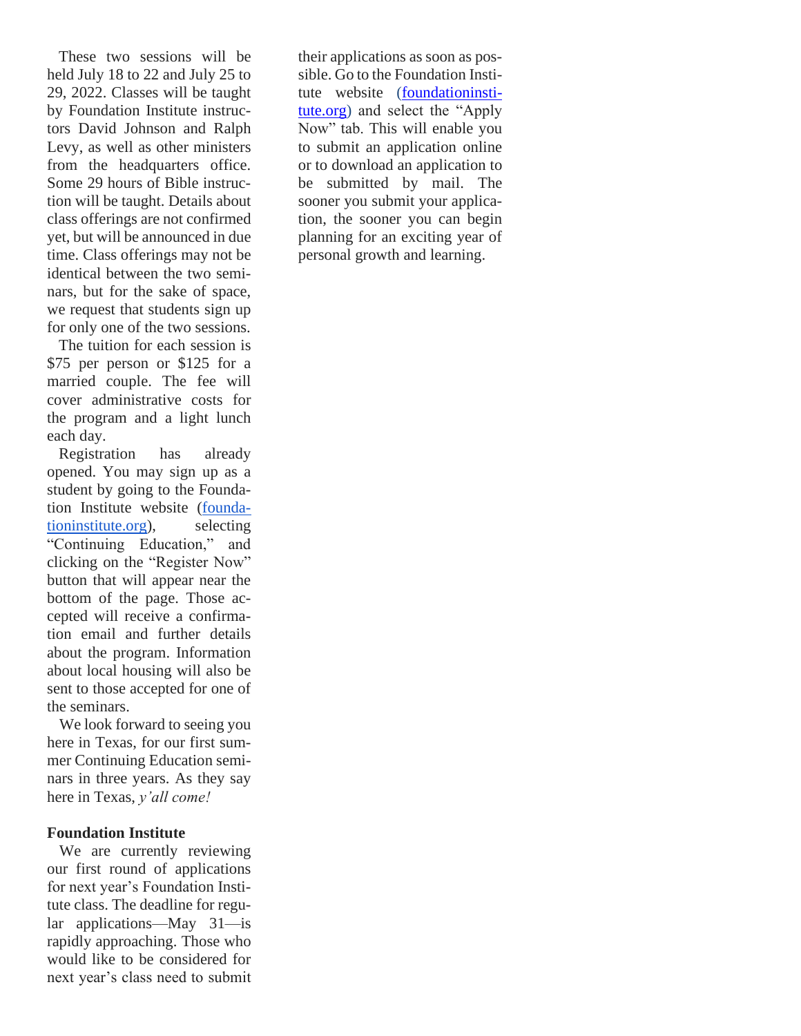These two sessions will be held July 18 to 22 and July 25 to 29, 2022. Classes will be taught by Foundation Institute instructors David Johnson and Ralph Levy, as well as other ministers from the headquarters office. Some 29 hours of Bible instruction will be taught. Details about class offerings are not confirmed yet, but will be announced in due time. Class offerings may not be identical between the two seminars, but for the sake of space, we request that students sign up for only one of the two sessions.

The tuition for each session is $75 per person or $125 for a married couple. The fee will cover administrative costs for the program and a light lunch each day.

Registration has already opened. You may sign up as a student by going to the Foundation Institute website (foundationinstitute.org), selecting "Continuing Education," and clicking on the "Register Now" button that will appear near the bottom of the page. Those accepted will receive a confirmation email and further details about the program. Information about local housing will also be sent to those accepted for one of the seminars.

We look forward to seeing you here in Texas, for our first summer Continuing Education seminars in three years. As they say here in Texas, *y'all come!*

**Foundation Institute**

We are currently reviewing our first round of applications for next year's Foundation Institute class. The deadline for regular applications—May 31—is rapidly approaching. Those who would like to be considered for next year's class need to submit their applications as soon as possible. Go to the Foundation Institute website (foundationinstitute.org) and select the "Apply Now" tab. This will enable you to submit an application online or to download an application to be submitted by mail. The sooner you submit your application, the sooner you can begin planning for an exciting year of personal growth and learning.